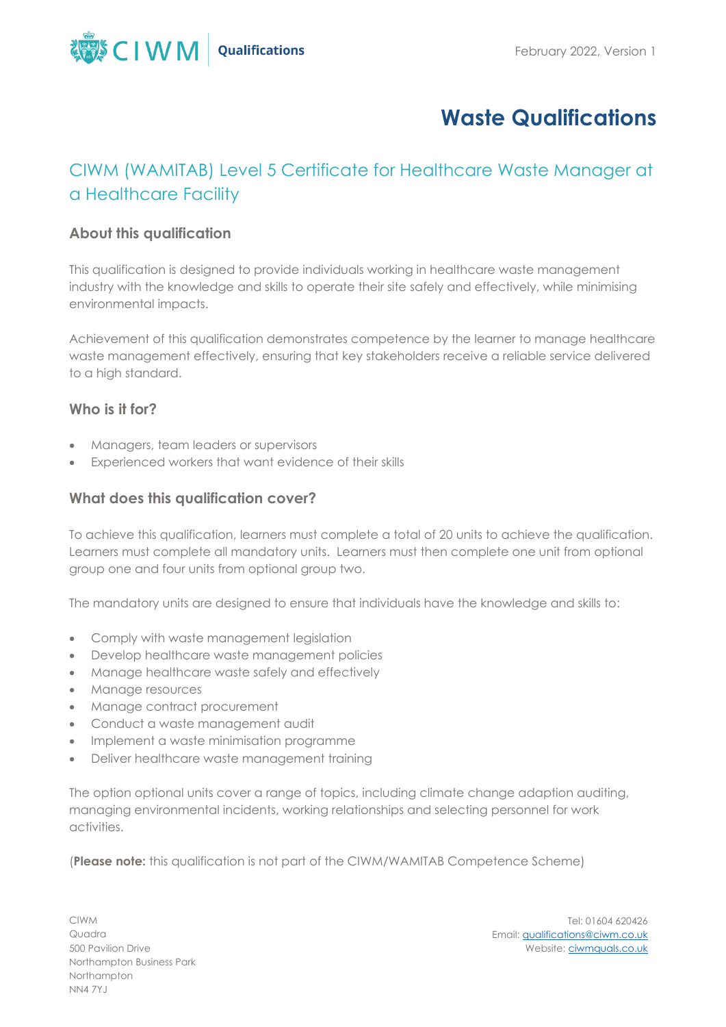# Waste Qualifications

## CIWM (WAMITAB) Level 5 Certificate for Healthcare Waste Manager at a Healthcare Facility

### About this qualification

This qualification is designed to provide individuals working in healthcare waste management industry with the knowledge and skills to operate their site safely and effectively, while minimising environmental impacts.

Achievement of this qualification demonstrates competence by the learner to manage healthcare waste management effectively, ensuring that key stakeholders receive a reliable service delivered to a high standard.

### Who is it for?

- Managers, team leaders or supervisors
- Experienced workers that want evidence of their skills

### What does this qualification cover?

To achieve this qualification, learners must complete a total of 20 units to achieve the qualification. Learners must complete all mandatory units. Learners must then complete one unit from optional group one and four units from optional group two.

The mandatory units are designed to ensure that individuals have the knowledge and skills to:

- Comply with waste management legislation
- Develop healthcare waste management policies
- Manage healthcare waste safely and effectively
- Manage resources
- Manage contract procurement
- Conduct a waste management audit
- Implement a waste minimisation programme
- Deliver healthcare waste management training

The option optional units cover a range of topics, including climate change adaption auditing, managing environmental incidents, working relationships and selecting personnel for work activities.

(**Please note:** this qualification is not part of the CIWM/WAMITAB Competence Scheme)

CIWM
Quadra
500 Pavilion Drive
Northampton Business Park
Northampton
NN4 7YJ

Tel: 01604 620426
Email: qualifications@ciwm.co.uk
Website: ciwmquals.co.uk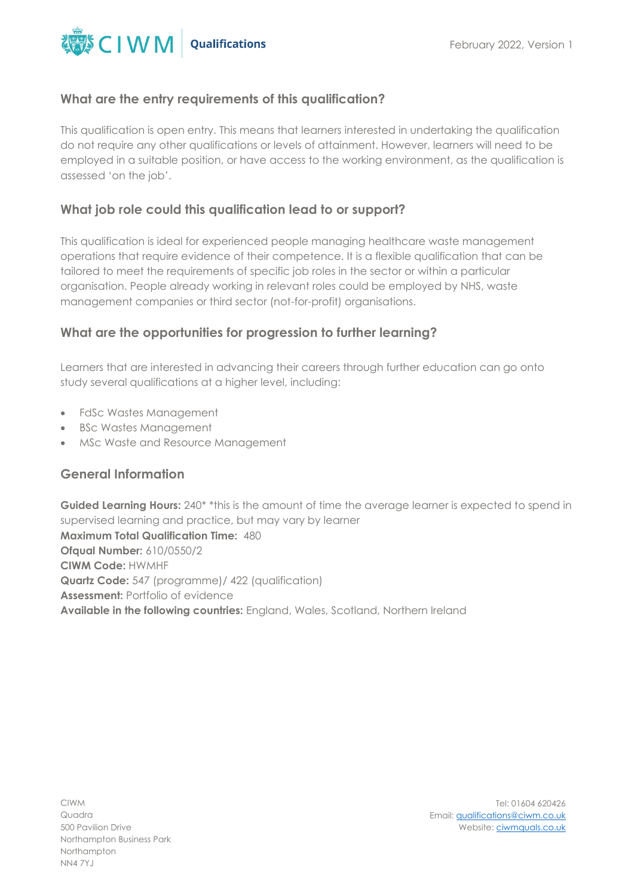## What are the entry requirements of this qualification?

This qualification is open entry. This means that learners interested in undertaking the qualification do not require any other qualifications or levels of attainment. However, learners will need to be employed in a suitable position, or have access to the working environment, as the qualification is assessed 'on the job'.

## What job role could this qualification lead to or support?

This qualification is ideal for experienced people managing healthcare waste management operations that require evidence of their competence. It is a flexible qualification that can be tailored to meet the requirements of specific job roles in the sector or within a particular organisation. People already working in relevant roles could be employed by NHS, waste management companies or third sector (not-for-profit) organisations.

## What are the opportunities for progression to further learning?

Learners that are interested in advancing their careers through further education can go onto study several qualifications at a higher level, including:

- FdSc Wastes Management
- BSc Wastes Management
- MSc Waste and Resource Management

## General Information

**Guided Learning Hours:** 240* *this is the amount of time the average learner is expected to spend in supervised learning and practice, but may vary by learner
**Maximum Total Qualification Time:** 480
**Ofqual Number:** 610/0550/2
**CIWM Code:** HWMHF
**Quartz Code:** 547 (programme)/ 422 (qualification)
**Assessment:** Portfolio of evidence
**Available in the following countries:** England, Wales, Scotland, Northern Ireland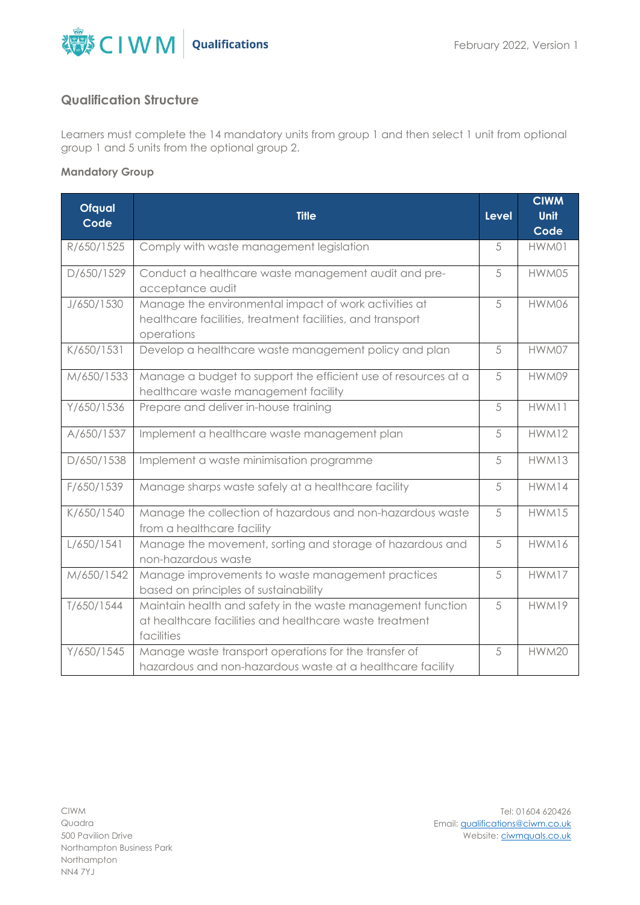## Qualification Structure

Learners must complete the 14 mandatory units from group 1 and then select 1 unit from optional group 1 and 5 units from the optional group 2.

### Mandatory Group

| Ofqual Code | Title | Level | CIWM Unit Code |
|---|---|---|---|
| R/650/1525 | Comply with waste management legislation | 5 | HWM01 |
| D/650/1529 | Conduct a healthcare waste management audit and pre-acceptance audit | 5 | HWM05 |
| J/650/1530 | Manage the environmental impact of work activities at healthcare facilities, treatment facilities, and transport operations | 5 | HWM06 |
| K/650/1531 | Develop a healthcare waste management policy and plan | 5 | HWM07 |
| M/650/1533 | Manage a budget to support the efficient use of resources at a healthcare waste management facility | 5 | HWM09 |
| Y/650/1536 | Prepare and deliver in-house training | 5 | HWM11 |
| A/650/1537 | Implement a healthcare waste management plan | 5 | HWM12 |
| D/650/1538 | Implement a waste minimisation programme | 5 | HWM13 |
| F/650/1539 | Manage sharps waste safely at a healthcare facility | 5 | HWM14 |
| K/650/1540 | Manage the collection of hazardous and non-hazardous waste from a healthcare facility | 5 | HWM15 |
| L/650/1541 | Manage the movement, sorting and storage of hazardous and non-hazardous waste | 5 | HWM16 |
| M/650/1542 | Manage improvements to waste management practices based on principles of sustainability | 5 | HWM17 |
| T/650/1544 | Maintain health and safety in the waste management function at healthcare facilities and healthcare waste treatment facilities | 5 | HWM19 |
| Y/650/1545 | Manage waste transport operations for the transfer of hazardous and non-hazardous waste at a healthcare facility | 5 | HWM20 |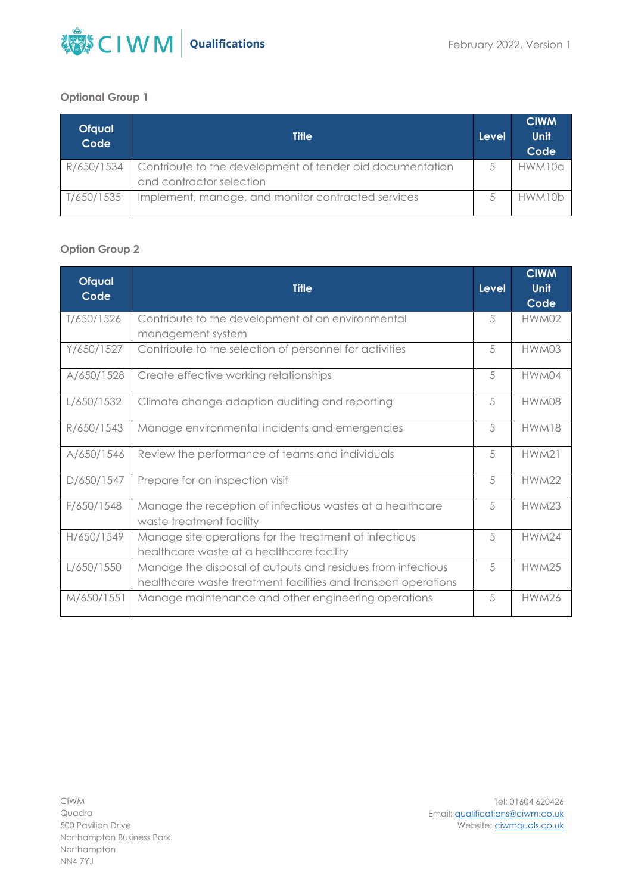### Optional Group 1

| Ofqual Code | Title | Level | CIWM Unit Code |
|---|---|---|---|
| R/650/1534 | Contribute to the development of tender bid documentation and contractor selection | 5 | HWM10a |
| T/650/1535 | Implement, manage, and monitor contracted services | 5 | HWM10b |

### Option Group 2

| Ofqual Code | Title | Level | CIWM Unit Code |
|---|---|---|---|
| T/650/1526 | Contribute to the development of an environmental management system | 5 | HWM02 |
| Y/650/1527 | Contribute to the selection of personnel for activities | 5 | HWM03 |
| A/650/1528 | Create effective working relationships | 5 | HWM04 |
| L/650/1532 | Climate change adaption auditing and reporting | 5 | HWM08 |
| R/650/1543 | Manage environmental incidents and emergencies | 5 | HWM18 |
| A/650/1546 | Review the performance of teams and individuals | 5 | HWM21 |
| D/650/1547 | Prepare for an inspection visit | 5 | HWM22 |
| F/650/1548 | Manage the reception of infectious wastes at a healthcare waste treatment facility | 5 | HWM23 |
| H/650/1549 | Manage site operations for the treatment of infectious healthcare waste at a healthcare facility | 5 | HWM24 |
| L/650/1550 | Manage the disposal of outputs and residues from infectious healthcare waste treatment facilities and transport operations | 5 | HWM25 |
| M/650/1551 | Manage maintenance and other engineering operations | 5 | HWM26 |